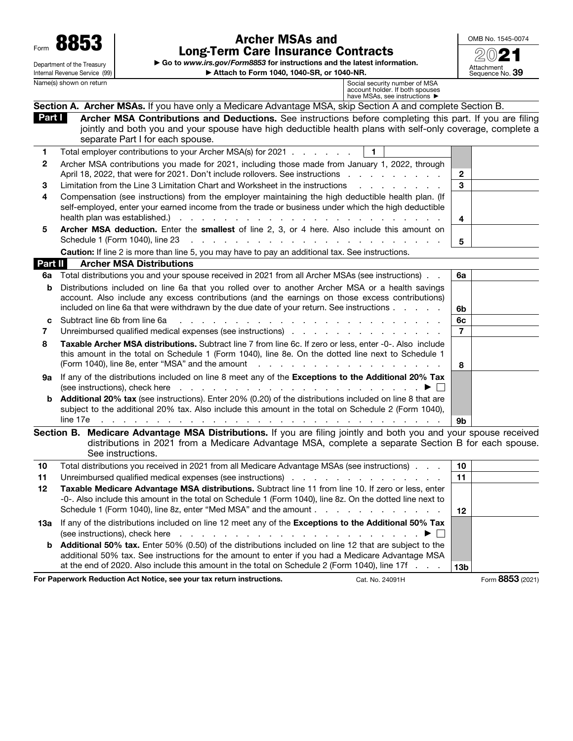Form **8853**

Department of the Treasury
Internal Revenue Service (99)

# Archer MSAs and Long-Term Care Insurance Contracts

► Go to *www.irs.gov/Form8853* for instructions and the latest information.

► Attach to Form 1040, 1040-SR, or 1040-NR.

OMB No. 1545-0074

**2021**

Attachment Sequence No. **39**

Name(s) shown on return | Social security number of MSA account holder. If both spouses have MSAs, see instructions ►

## Section A. Archer MSAs. If you have only a Medicare Advantage MSA, skip Section A and complete Section B.

### Part I Archer MSA Contributions and Deductions.

See instructions before completing this part. If you are filing jointly and both you and your spouse have high deductible health plans with self-only coverage, complete a separate Part I for each spouse.

| Line | Description | Box | Amount |
|---|---|---|---|
| 1 | Total employer contributions to your Archer MSA(s) for 2021 . . . . . . . | 1 | |
| 2 | Archer MSA contributions you made for 2021, including those made from January 1, 2022, through April 18, 2022, that were for 2021. Don't include rollovers. See instructions . . . . . . . . . . | 2 | |
| 3 | Limitation from the Line 3 Limitation Chart and Worksheet in the instructions . . . . . . . . . | 3 | |
| 4 | Compensation (see instructions) from the employer maintaining the high deductible health plan. (If self-employed, enter your earned income from the trade or business under which the high deductible health plan was established.) . . . . . . . . . . . . . . . . . . . . . . . . . | 4 | |
| 5 | **Archer MSA deduction.** Enter the **smallest** of line 2, 3, or 4 here. Also include this amount on Schedule 1 (Form 1040), line 23 . . . . . . . . . . . . . . . . . . . . . . . | 5 | |

**Caution:** If line 2 is more than line 5, you may have to pay an additional tax. See instructions.

### Part II Archer MSA Distributions

| Line | Description | Box | Amount |
|---|---|---|---|
| 6a | Total distributions you and your spouse received in 2021 from all Archer MSAs (see instructions) . . | 6a | |
| b | Distributions included on line 6a that you rolled over to another Archer MSA or a health savings account. Also include any excess contributions (and the earnings on those excess contributions) included on line 6a that were withdrawn by the due date of your return. See instructions . . . . . | 6b | |
| c | Subtract line 6b from line 6a . . . . . . . . . . . . . . . . . . . . . . . . | 6c | |
| 7 | Unreimbursed qualified medical expenses (see instructions) . . . . . . . . . . . . . . . | 7 | |
| 8 | **Taxable Archer MSA distributions.** Subtract line 7 from line 6c. If zero or less, enter -0-. Also include this amount in the total on Schedule 1 (Form 1040), line 8e. On the dotted line next to Schedule 1 (Form 1040), line 8e, enter "MSA" and the amount . . . . . . . . . . . . . . . . . . | 8 | |
| 9a | If any of the distributions included on line 8 meet any of the **Exceptions to the Additional 20% Tax** (see instructions), check here . . . . . . . . . . . . . . . . . . . . . . . . . ► ☐ | | |
| b | **Additional 20% tax** (see instructions). Enter 20% (0.20) of the distributions included on line 8 that are subject to the additional 20% tax. Also include this amount in the total on Schedule 2 (Form 1040), line 17e . . . . . . . . . . . . . . . . . . . . . . . . . . . . . . | 9b | |

## Section B. Medicare Advantage MSA Distributions.

If you are filing jointly and both you and your spouse received distributions in 2021 from a Medicare Advantage MSA, complete a separate Section B for each spouse. See instructions.

| Line | Description | Box | Amount |
|---|---|---|---|
| 10 | Total distributions you received in 2021 from all Medicare Advantage MSAs (see instructions) . . . | 10 | |
| 11 | Unreimbursed qualified medical expenses (see instructions) . . . . . . . . . . . . . . . | 11 | |
| 12 | **Taxable Medicare Advantage MSA distributions.** Subtract line 11 from line 10. If zero or less, enter -0-. Also include this amount in the total on Schedule 1 (Form 1040), line 8z. On the dotted line next to Schedule 1 (Form 1040), line 8z, enter "Med MSA" and the amount . . . . . . . . . . . . . | 12 | |
| 13a | If any of the distributions included on line 12 meet any of the **Exceptions to the Additional 50% Tax** (see instructions), check here . . . . . . . . . . . . . . . . . . . . . . . . . ► ☐ | | |
| b | **Additional 50% tax.** Enter 50% (0.50) of the distributions included on line 12 that are subject to the additional 50% tax. See instructions for the amount to enter if you had a Medicare Advantage MSA at the end of 2020. Also include this amount in the total on Schedule 2 (Form 1040), line 17f . . . | 13b | |

**For Paperwork Reduction Act Notice, see your tax return instructions.** Cat. No. 24091H Form **8853** (2021)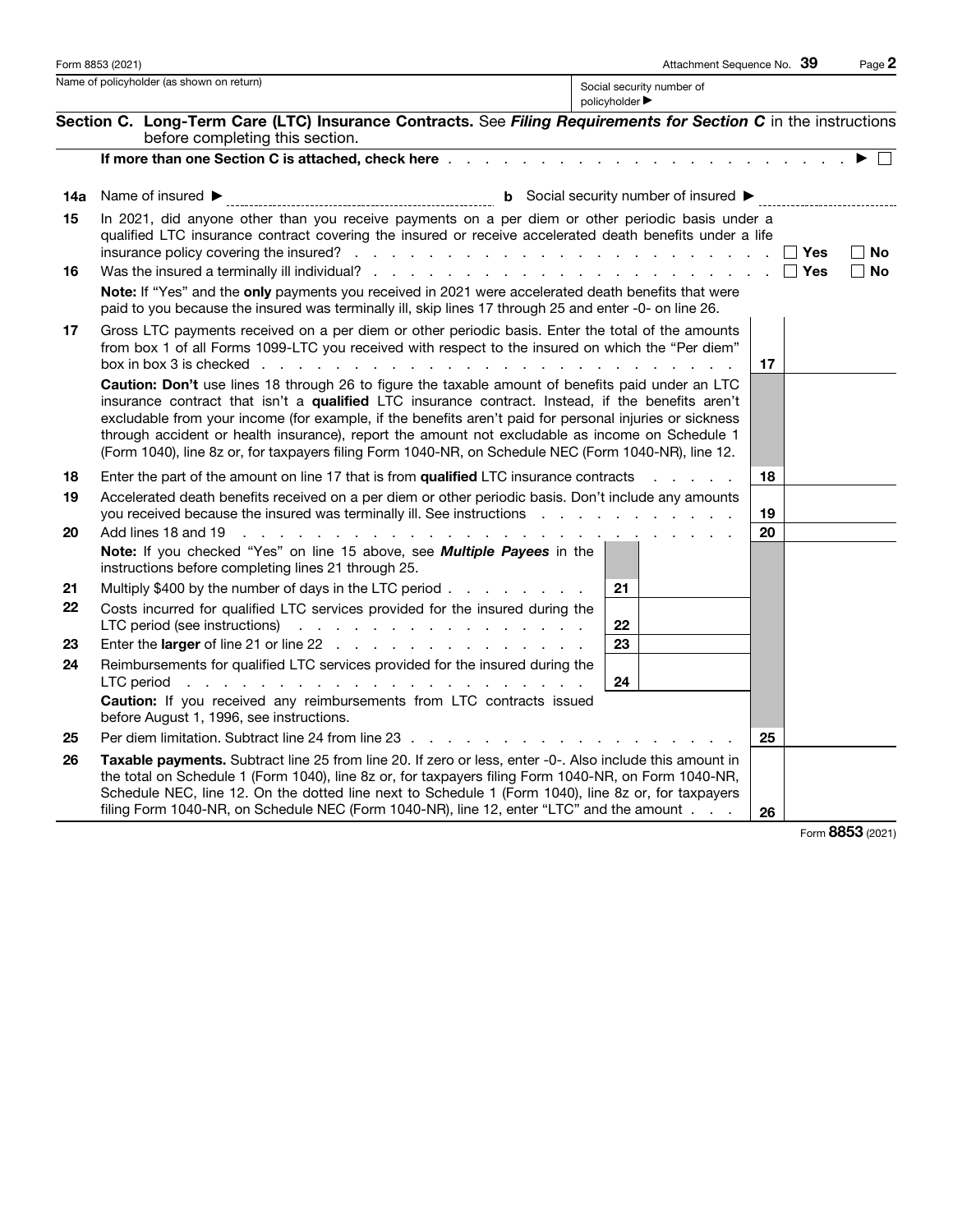Name of policyholder (as shown on return) | Social security number of policyholder ▶

## Section C. Long-Term Care (LTC) Insurance Contracts. See *Filing Requirements for Section C* in the instructions before completing this section.

**If more than one Section C is attached, check here** . . . . . . . . . . . . . . . . . . . . . . . . ▶ ☐

**14a** Name of insured ▶ ____________ **b** Social security number of insured ▶ ____________

**15** In 2021, did anyone other than you receive payments on a per diem or other periodic basis under a qualified LTC insurance contract covering the insured or receive accelerated death benefits under a life insurance policy covering the insured? . . . . . . . . . . . . . . . . . . . . . . ☐ **Yes** ☐ **No**

**16** Was the insured a terminally ill individual? . . . . . . . . . . . . . . . . . . . . . . ☐ **Yes** ☐ **No**

**Note:** If "Yes" and the **only** payments you received in 2021 were accelerated death benefits that were paid to you because the insured was terminally ill, skip lines 17 through 25 and enter -0- on line 26.

| Line | Description | | | Line | Amount |
|---|---|---|---|---|---|
| **17** | Gross LTC payments received on a per diem or other periodic basis. Enter the total of the amounts from box 1 of all Forms 1099-LTC you received with respect to the insured on which the "Per diem" box in box 3 is checked . . . . . . . . . . . . | | | 17 | |
| | **Caution: Don't** use lines 18 through 26 to figure the taxable amount of benefits paid under an LTC insurance contract that isn't a **qualified** LTC insurance contract. Instead, if the benefits aren't excludable from your income (for example, if the benefits aren't paid for personal injuries or sickness through accident or health insurance), report the amount not excludable as income on Schedule 1 (Form 1040), line 8z or, for taxpayers filing Form 1040-NR, on Schedule NEC (Form 1040-NR), line 12. | | | | |
| **18** | Enter the part of the amount on line 17 that is from **qualified** LTC insurance contracts . . . . . . | | | 18 | |
| **19** | Accelerated death benefits received on a per diem or other periodic basis. Don't include any amounts you received because the insured was terminally ill. See instructions . . . . . . . . . . . . | | | 19 | |
| **20** | Add lines 18 and 19 . . . . . . . . . . . . . . . . . . . . . . . . | | | 20 | |
| | **Note:** If you checked "Yes" on line 15 above, see ***Multiple Payees*** in the instructions before completing lines 21 through 25. | | | | |
| **21** | Multiply $400 by the number of days in the LTC period . . . . . . . . . | 21 | | | |
| **22** | Costs incurred for qualified LTC services provided for the insured during the LTC period (see instructions) . . . . . . . . . . . . . . . . . . | 22 | | | |
| **23** | Enter the **larger** of line 21 or line 22 . . . . . . . . . . . . . . . . | 23 | | | |
| **24** | Reimbursements for qualified LTC services provided for the insured during the LTC period . . . . . . . . . . . . . . . . . . . . . . . . | 24 | | | |
| | **Caution:** If you received any reimbursements from LTC contracts issued before August 1, 1996, see instructions. | | | | |
| **25** | Per diem limitation. Subtract line 24 from line 23 . . . . . . . . . . . . . . . . . . . . | | | 25 | |
| **26** | **Taxable payments.** Subtract line 25 from line 20. If zero or less, enter -0-. Also include this amount in the total on Schedule 1 (Form 1040), line 8z or, for taxpayers filing Form 1040-NR, on Form 1040-NR, Schedule NEC, line 12. On the dotted line next to Schedule 1 (Form 1040), line 8z or, for taxpayers filing Form 1040-NR, on Schedule NEC (Form 1040-NR), line 12, enter "LTC" and the amount . . . | | | 26 | |

Form **8853** (2021)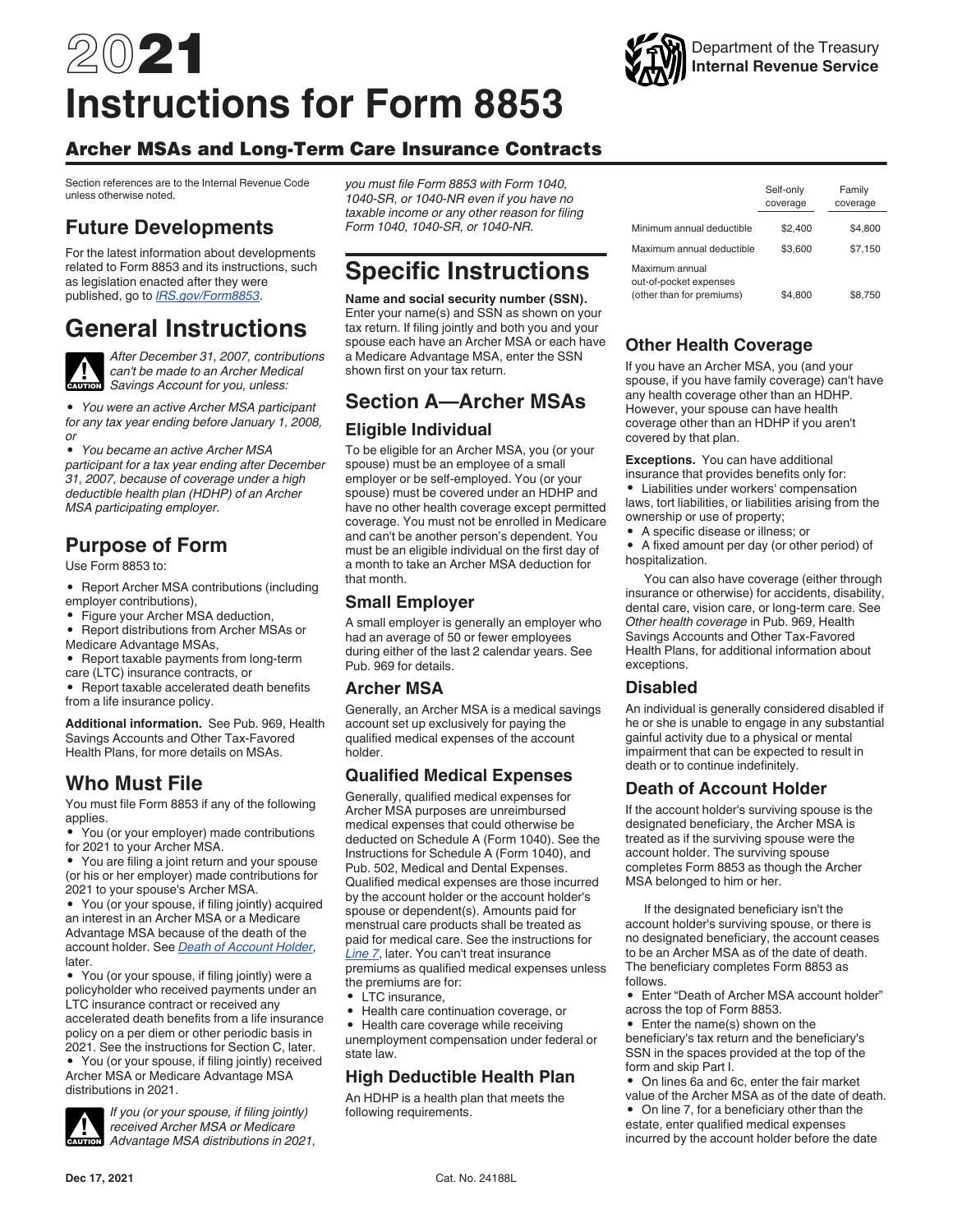# 2021 Instructions for Form 8853

## Archer MSAs and Long-Term Care Insurance Contracts

Section references are to the Internal Revenue Code unless otherwise noted.

## Future Developments

For the latest information about developments related to Form 8853 and its instructions, such as legislation enacted after they were published, go to *IRS.gov/Form8853*.

# General Instructions

**CAUTION**

*After December 31, 2007, contributions can't be made to an Archer Medical Savings Account for you, unless:*

- *You were an active Archer MSA participant for any tax year ending before January 1, 2008, or*
- *You became an active Archer MSA participant for a tax year ending after December 31, 2007, because of coverage under a high deductible health plan (HDHP) of an Archer MSA participating employer.*

## Purpose of Form

Use Form 8853 to:

- Report Archer MSA contributions (including employer contributions),
- Figure your Archer MSA deduction,
- Report distributions from Archer MSAs or Medicare Advantage MSAs,
- Report taxable payments from long-term care (LTC) insurance contracts, or
- Report taxable accelerated death benefits from a life insurance policy.

**Additional information.** See Pub. 969, Health Savings Accounts and Other Tax-Favored Health Plans, for more details on MSAs.

## Who Must File

You must file Form 8853 if any of the following applies.

- You (or your employer) made contributions for 2021 to your Archer MSA.
- You are filing a joint return and your spouse (or his or her employer) made contributions for 2021 to your spouse's Archer MSA.
- You (or your spouse, if filing jointly) acquired an interest in an Archer MSA or a Medicare Advantage MSA because of the death of the account holder. See *Death of Account Holder*, later.
- You (or your spouse, if filing jointly) were a policyholder who received payments under an LTC insurance contract or received any accelerated death benefits from a life insurance policy on a per diem or other periodic basis in 2021. See the instructions for Section C, later.
- You (or your spouse, if filing jointly) received Archer MSA or Medicare Advantage MSA distributions in 2021.

**CAUTION**

*If you (or your spouse, if filing jointly) received Archer MSA or Medicare Advantage MSA distributions in 2021, you must file Form 8853 with Form 1040, 1040-SR, or 1040-NR even if you have no taxable income or any other reason for filing Form 1040, 1040-SR, or 1040-NR.*

# Specific Instructions

**Name and social security number (SSN).** Enter your name(s) and SSN as shown on your tax return. If filing jointly and both you and your spouse each have an Archer MSA or each have a Medicare Advantage MSA, enter the SSN shown first on your tax return.

## Section A—Archer MSAs

### Eligible Individual

To be eligible for an Archer MSA, you (or your spouse) must be an employee of a small employer or be self-employed. You (or your spouse) must be covered under an HDHP and have no other health coverage except permitted coverage. You must not be enrolled in Medicare and can't be another person's dependent. You must be an eligible individual on the first day of a month to take an Archer MSA deduction for that month.

### Small Employer

A small employer is generally an employer who had an average of 50 or fewer employees during either of the last 2 calendar years. See Pub. 969 for details.

### Archer MSA

Generally, an Archer MSA is a medical savings account set up exclusively for paying the qualified medical expenses of the account holder.

### Qualified Medical Expenses

Generally, qualified medical expenses for Archer MSA purposes are unreimbursed medical expenses that could otherwise be deducted on Schedule A (Form 1040). See the Instructions for Schedule A (Form 1040), and Pub. 502, Medical and Dental Expenses. Qualified medical expenses are those incurred by the account holder or the account holder's spouse or dependent(s). Amounts paid for menstrual care products shall be treated as paid for medical care. See the instructions for *Line 7*, later. You can't treat insurance premiums as qualified medical expenses unless the premiums are for:

- LTC insurance,
- Health care continuation coverage, or
- Health care coverage while receiving unemployment compensation under federal or state law.

### High Deductible Health Plan

An HDHP is a health plan that meets the following requirements.

| | Self-only coverage | Family coverage |
|---|---|---|
| Minimum annual deductible | $2,400 | $4,800 |
| Maximum annual deductible | $3,600 | $7,150 |
| Maximum annual out-of-pocket expenses (other than for premiums) | $4,800 | $8,750 |

### Other Health Coverage

If you have an Archer MSA, you (and your spouse, if you have family coverage) can't have any health coverage other than an HDHP. However, your spouse can have health coverage other than an HDHP if you aren't covered by that plan.

**Exceptions.** You can have additional insurance that provides benefits only for:

- Liabilities under workers' compensation laws, tort liabilities, or liabilities arising from the ownership or use of property;
- A specific disease or illness; or
- A fixed amount per day (or other period) of hospitalization.

You can also have coverage (either through insurance or otherwise) for accidents, disability, dental care, vision care, or long-term care. See *Other health coverage* in Pub. 969, Health Savings Accounts and Other Tax-Favored Health Plans, for additional information about exceptions.

### Disabled

An individual is generally considered disabled if he or she is unable to engage in any substantial gainful activity due to a physical or mental impairment that can be expected to result in death or to continue indefinitely.

### Death of Account Holder

If the account holder's surviving spouse is the designated beneficiary, the Archer MSA is treated as if the surviving spouse were the account holder. The surviving spouse completes Form 8853 as though the Archer MSA belonged to him or her.

If the designated beneficiary isn't the account holder's surviving spouse, or there is no designated beneficiary, the account ceases to be an Archer MSA as of the date of death. The beneficiary completes Form 8853 as follows.

- Enter "Death of Archer MSA account holder" across the top of Form 8853.
- Enter the name(s) shown on the beneficiary's tax return and the beneficiary's SSN in the spaces provided at the top of the form and skip Part I.
- On lines 6a and 6c, enter the fair market value of the Archer MSA as of the date of death.
- On line 7, for a beneficiary other than the estate, enter qualified medical expenses incurred by the account holder before the date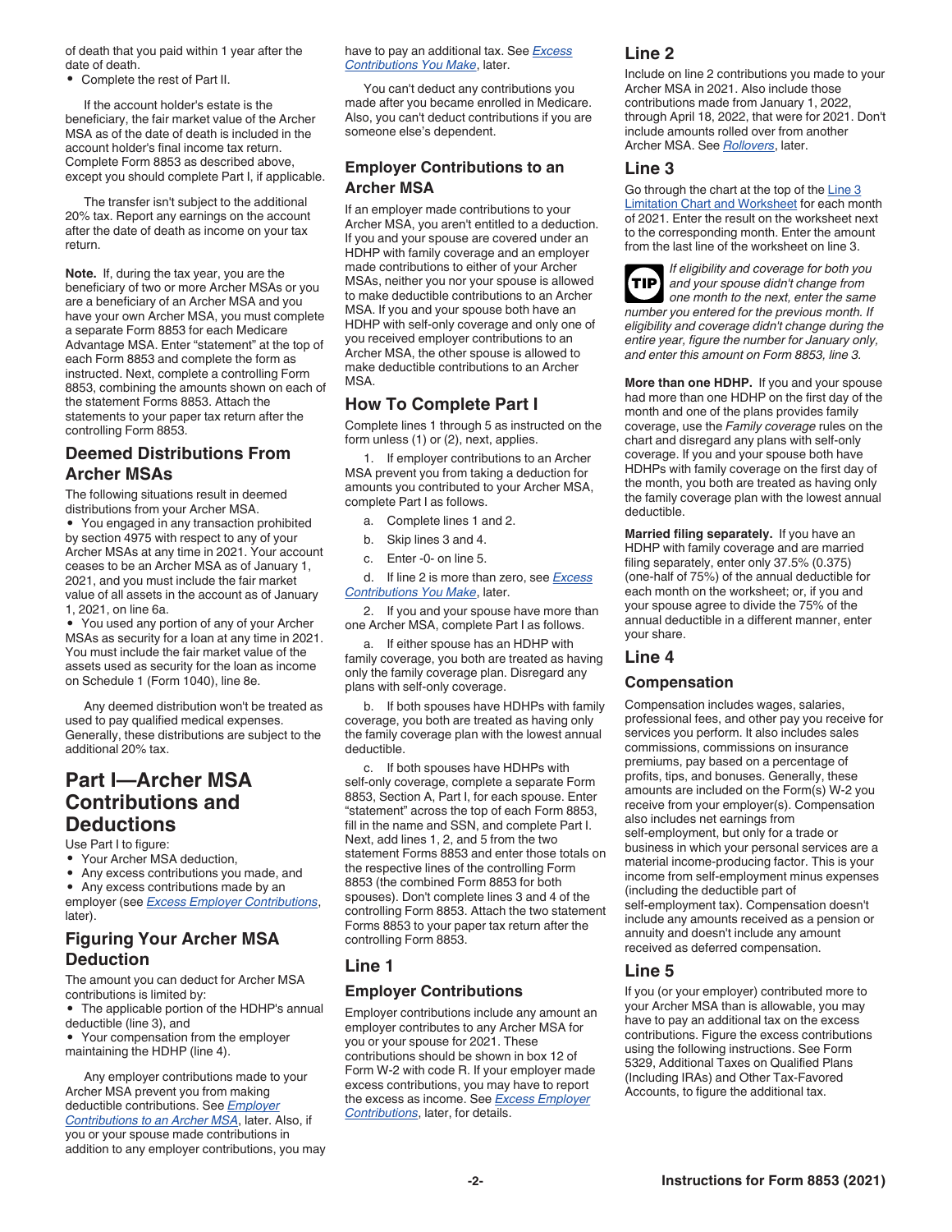of death that you paid within 1 year after the date of death.

- Complete the rest of Part II.

If the account holder's estate is the beneficiary, the fair market value of the Archer MSA as of the date of death is included in the account holder's final income tax return. Complete Form 8853 as described above, except you should complete Part I, if applicable.

The transfer isn't subject to the additional 20% tax. Report any earnings on the account after the date of death as income on your tax return.

**Note.** If, during the tax year, you are the beneficiary of two or more Archer MSAs or you are a beneficiary of an Archer MSA and you have your own Archer MSA, you must complete a separate Form 8853 for each Medicare Advantage MSA. Enter "statement" at the top of each Form 8853 and complete the form as instructed. Next, complete a controlling Form 8853, combining the amounts shown on each of the statement Forms 8853. Attach the statements to your paper tax return after the controlling Form 8853.

## Deemed Distributions From Archer MSAs

The following situations result in deemed distributions from your Archer MSA.

- You engaged in any transaction prohibited by section 4975 with respect to any of your Archer MSAs at any time in 2021. Your account ceases to be an Archer MSA as of January 1, 2021, and you must include the fair market value of all assets in the account as of January 1, 2021, on line 6a.
- You used any portion of any of your Archer MSAs as security for a loan at any time in 2021. You must include the fair market value of the assets used as security for the loan as income on Schedule 1 (Form 1040), line 8e.

Any deemed distribution won't be treated as used to pay qualified medical expenses. Generally, these distributions are subject to the additional 20% tax.

# Part I—Archer MSA Contributions and Deductions

Use Part I to figure:

- Your Archer MSA deduction,
- Any excess contributions you made, and
- Any excess contributions made by an employer (see *Excess Employer Contributions*, later).

## Figuring Your Archer MSA Deduction

The amount you can deduct for Archer MSA contributions is limited by:

- The applicable portion of the HDHP's annual deductible (line 3), and
- Your compensation from the employer maintaining the HDHP (line 4).

Any employer contributions made to your Archer MSA prevent you from making deductible contributions. See *Employer Contributions to an Archer MSA*, later. Also, if you or your spouse made contributions in addition to any employer contributions, you may have to pay an additional tax. See *Excess Contributions You Make*, later.

You can't deduct any contributions you made after you became enrolled in Medicare. Also, you can't deduct contributions if you are someone else's dependent.

## Employer Contributions to an Archer MSA

If an employer made contributions to your Archer MSA, you aren't entitled to a deduction. If you and your spouse are covered under an HDHP with family coverage and an employer made contributions to either of your Archer MSAs, neither you nor your spouse is allowed to make deductible contributions to an Archer MSA. If you and your spouse both have an HDHP with self-only coverage and only one of you received employer contributions to an Archer MSA, the other spouse is allowed to make deductible contributions to an Archer MSA.

## How To Complete Part I

Complete lines 1 through 5 as instructed on the form unless (1) or (2), next, applies.

1. If employer contributions to an Archer MSA prevent you from taking a deduction for amounts you contributed to your Archer MSA, complete Part I as follows.

   a. Complete lines 1 and 2.

   b. Skip lines 3 and 4.

   c. Enter -0- on line 5.

   d. If line 2 is more than zero, see *Excess Contributions You Make*, later.

2. If you and your spouse have more than one Archer MSA, complete Part I as follows.

   a. If either spouse has an HDHP with family coverage, you both are treated as having only the family coverage plan. Disregard any plans with self-only coverage.

   b. If both spouses have HDHPs with family coverage, you both are treated as having only the family coverage plan with the lowest annual deductible.

   c. If both spouses have HDHPs with self-only coverage, complete a separate Form 8853, Section A, Part I, for each spouse. Enter "statement" across the top of each Form 8853, fill in the name and SSN, and complete Part I. Next, add lines 1, 2, and 5 from the two statement Forms 8853 and enter those totals on the respective lines of the controlling Form 8853 (the combined Form 8853 for both spouses). Don't complete lines 3 and 4 of the controlling Form 8853. Attach the two statement Forms 8853 to your paper tax return after the controlling Form 8853.

## Line 1

### Employer Contributions

Employer contributions include any amount an employer contributes to any Archer MSA for you or your spouse for 2021. These contributions should be shown in box 12 of Form W-2 with code R. If your employer made excess contributions, you may have to report the excess as income. See *Excess Employer Contributions*, later, for details.

## Line 2

Include on line 2 contributions you made to your Archer MSA in 2021. Also include those contributions made from January 1, 2022, through April 18, 2022, that were for 2021. Don't include amounts rolled over from another Archer MSA. See *Rollovers*, later.

## Line 3

Go through the chart at the top of the Line 3 Limitation Chart and Worksheet for each month of 2021. Enter the result on the worksheet next to the corresponding month. Enter the amount from the last line of the worksheet on line 3.

**TIP** *If eligibility and coverage for both you and your spouse didn't change from one month to the next, enter the same number you entered for the previous month. If eligibility and coverage didn't change during the entire year, figure the number for January only, and enter this amount on Form 8853, line 3.*

**More than one HDHP.** If you and your spouse had more than one HDHP on the first day of the month and one of the plans provides family coverage, use the *Family coverage* rules on the chart and disregard any plans with self-only coverage. If you and your spouse both have HDHPs with family coverage on the first day of the month, you both are treated as having only the family coverage plan with the lowest annual deductible.

**Married filing separately.** If you have an HDHP with family coverage and are married filing separately, enter only 37.5% (0.375) (one-half of 75%) of the annual deductible for each month on the worksheet; or, if you and your spouse agree to divide the 75% of the annual deductible in a different manner, enter your share.

## Line 4

### Compensation

Compensation includes wages, salaries, professional fees, and other pay you receive for services you perform. It also includes sales commissions, commissions on insurance premiums, pay based on a percentage of profits, tips, and bonuses. Generally, these amounts are included on the Form(s) W-2 you receive from your employer(s). Compensation also includes net earnings from self-employment, but only for a trade or business in which your personal services are a material income-producing factor. This is your income from self-employment minus expenses (including the deductible part of self-employment tax). Compensation doesn't include any amounts received as a pension or annuity and doesn't include any amount received as deferred compensation.

## Line 5

If you (or your employer) contributed more to your Archer MSA than is allowable, you may have to pay an additional tax on the excess contributions. Figure the excess contributions using the following instructions. See Form 5329, Additional Taxes on Qualified Plans (Including IRAs) and Other Tax-Favored Accounts, to figure the additional tax.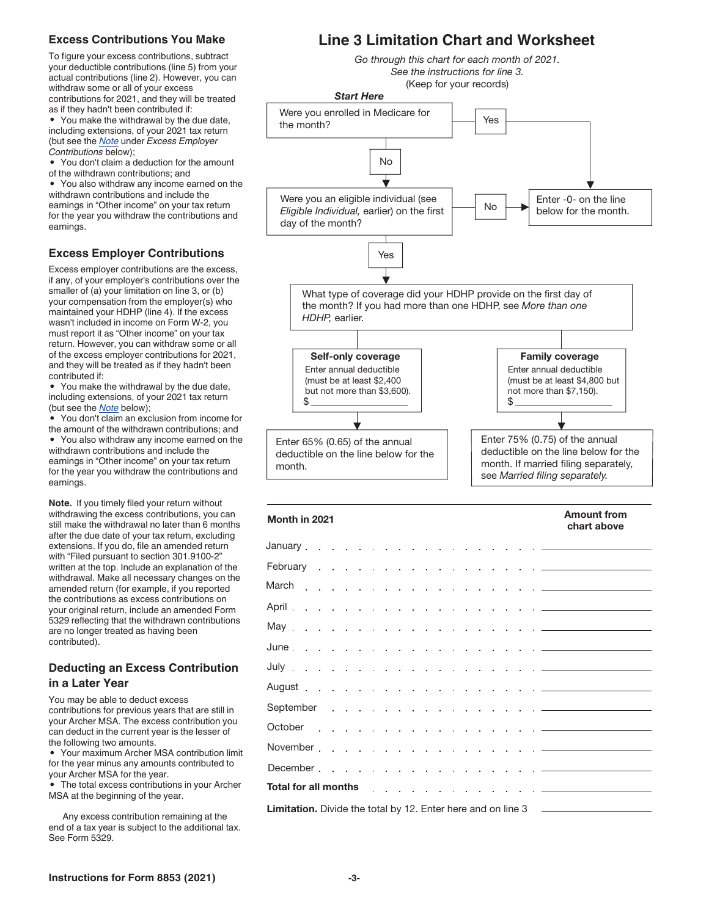### Excess Contributions You Make

To figure your excess contributions, subtract your deductible contributions (line 5) from your actual contributions (line 2). However, you can withdraw some or all of your excess contributions for 2021, and they will be treated as if they hadn't been contributed if:

- You make the withdrawal by the due date, including extensions, of your 2021 tax return (but see the *Note* under *Excess Employer Contributions* below);
- You don't claim a deduction for the amount of the withdrawn contributions; and
- You also withdraw any income earned on the withdrawn contributions and include the earnings in "Other income" on your tax return for the year you withdraw the contributions and earnings.

### Excess Employer Contributions

Excess employer contributions are the excess, if any, of your employer's contributions over the smaller of (a) your limitation on line 3, or (b) your compensation from the employer(s) who maintained your HDHP (line 4). If the excess wasn't included in income on Form W-2, you must report it as "Other income" on your tax return. However, you can withdraw some or all of the excess employer contributions for 2021, and they will be treated as if they hadn't been contributed if:

- You make the withdrawal by the due date, including extensions, of your 2021 tax return (but see the *Note* below);
- You don't claim an exclusion from income for the amount of the withdrawn contributions; and
- You also withdraw any income earned on the withdrawn contributions and include the earnings in "Other income" on your tax return for the year you withdraw the contributions and earnings.

**Note.** If you timely filed your return without withdrawing the excess contributions, you can still make the withdrawal no later than 6 months after the due date of your tax return, excluding extensions. If you do, file an amended return with "Filed pursuant to section 301.9100-2" written at the top. Include an explanation of the withdrawal. Make all necessary changes on the amended return (for example, if you reported the contributions as excess contributions on your original return, include an amended Form 5329 reflecting that the withdrawn contributions are no longer treated as having been contributed).

### Deducting an Excess Contribution in a Later Year

You may be able to deduct excess contributions for previous years that are still in your Archer MSA. The excess contribution you can deduct in the current year is the lesser of the following two amounts.

- Your maximum Archer MSA contribution limit for the year minus any amounts contributed to your Archer MSA for the year.
- The total excess contributions in your Archer MSA at the beginning of the year.

Any excess contribution remaining at the end of a tax year is subject to the additional tax. See Form 5329.

## Line 3 Limitation Chart and Worksheet

*Go through this chart for each month of 2021.*
*See the instructions for line 3.*
(Keep for your records)

***Start Here***

**Were you enrolled in Medicare for the month?**
- **Yes** → Enter -0- on the line below for the month.
- **No** → Were you an eligible individual (see *Eligible Individual,* earlier) on the first day of the month?
  - **No** → Enter -0- on the line below for the month.
  - **Yes** → What type of coverage did your HDHP provide on the first day of the month? If you had more than one HDHP, see *More than one HDHP,* earlier.
    - **Self-only coverage**: Enter annual deductible (must be at least $2,400 but not more than $3,600). $ ________ → Enter 65% (0.65) of the annual deductible on the line below for the month.
    - **Family coverage**: Enter annual deductible (must be at least $4,800 but not more than $7,150). $ ________ → Enter 75% (0.75) of the annual deductible on the line below for the month. If married filing separately, see *Married filing separately.*

| Month in 2021 | Amount from chart above |
|---|---|
| January | |
| February | |
| March | |
| April | |
| May | |
| June | |
| July | |
| August | |
| September | |
| October | |
| November | |
| December | |
| **Total for all months** | |
| **Limitation.** Divide the total by 12. Enter here and on line 3 | |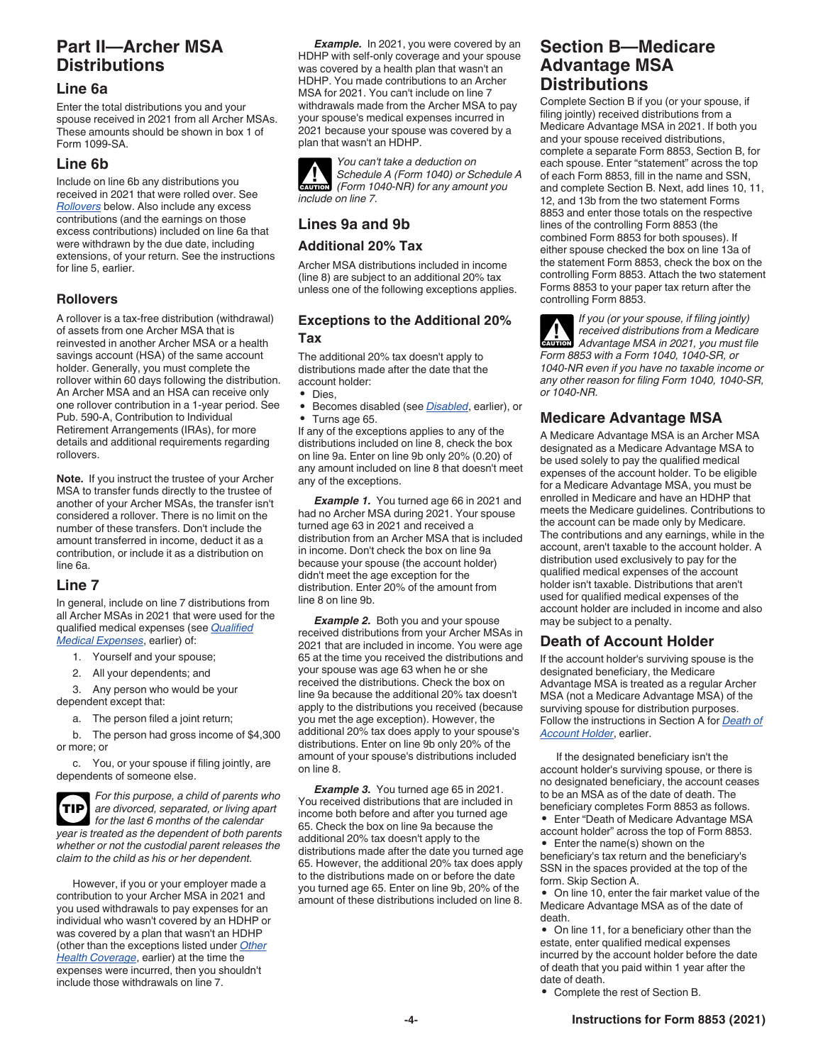## Part II—Archer MSA Distributions

### Line 6a

Enter the total distributions you and your spouse received in 2021 from all Archer MSAs. These amounts should be shown in box 1 of Form 1099-SA.

### Line 6b

Include on line 6b any distributions you received in 2021 that were rolled over. See *Rollovers* below. Also include any excess contributions (and the earnings on those excess contributions) included on line 6a that were withdrawn by the due date, including extensions, of your return. See the instructions for line 5, earlier.

### Rollovers

A rollover is a tax-free distribution (withdrawal) of assets from one Archer MSA that is reinvested in another Archer MSA or a health savings account (HSA) of the same account holder. Generally, you must complete the rollover within 60 days following the distribution. An Archer MSA and an HSA can receive only one rollover contribution in a 1-year period. See Pub. 590-A, Contribution to Individual Retirement Arrangements (IRAs), for more details and additional requirements regarding rollovers.

**Note.** If you instruct the trustee of your Archer MSA to transfer funds directly to the trustee of another of your Archer MSAs, the transfer isn't considered a rollover. There is no limit on the number of these transfers. Don't include the amount transferred in income, deduct it as a contribution, or include it as a distribution on line 6a.

### Line 7

In general, include on line 7 distributions from all Archer MSAs in 2021 that were used for the qualified medical expenses (see *Qualified Medical Expenses*, earlier) of:

1. Yourself and your spouse;
2. All your dependents; and
3. Any person who would be your dependent except that:
   a. The person filed a joint return;
   b. The person had gross income of $4,300 or more; or
   c. You, or your spouse if filing jointly, are dependents of someone else.

TIP *For this purpose, a child of parents who are divorced, separated, or living apart for the last 6 months of the calendar year is treated as the dependent of both parents whether or not the custodial parent releases the claim to the child as his or her dependent.*

However, if you or your employer made a contribution to your Archer MSA in 2021 and you used withdrawals to pay expenses for an individual who wasn't covered by an HDHP or was covered by a plan that wasn't an HDHP (other than the exceptions listed under *Other Health Coverage*, earlier) at the time the expenses were incurred, then you shouldn't include those withdrawals on line 7.

***Example.*** In 2021, you were covered by an HDHP with self-only coverage and your spouse was covered by a health plan that wasn't an HDHP. You made contributions to an Archer MSA for 2021. You can't include on line 7 withdrawals made from the Archer MSA to pay your spouse's medical expenses incurred in 2021 because your spouse was covered by a plan that wasn't an HDHP.

CAUTION *You can't take a deduction on Schedule A (Form 1040) or Schedule A (Form 1040-NR) for any amount you include on line 7.*

### Lines 9a and 9b

#### Additional 20% Tax

Archer MSA distributions included in income (line 8) are subject to an additional 20% tax unless one of the following exceptions applies.

#### Exceptions to the Additional 20% Tax

The additional 20% tax doesn't apply to distributions made after the date that the account holder:

- Dies,
- Becomes disabled (see *Disabled*, earlier), or
- Turns age 65.

If any of the exceptions applies to any of the distributions included on line 8, check the box on line 9a. Enter on line 9b only 20% (0.20) of any amount included on line 8 that doesn't meet any of the exceptions.

***Example 1.*** You turned age 66 in 2021 and had no Archer MSA during 2021. Your spouse turned age 63 in 2021 and received a distribution from an Archer MSA that is included in income. Don't check the box on line 9a because your spouse (the account holder) didn't meet the age exception for the distribution. Enter 20% of the amount from line 8 on line 9b.

***Example 2.*** Both you and your spouse received distributions from your Archer MSAs in 2021 that are included in income. You were age 65 at the time you received the distributions and your spouse was age 63 when he or she received the distributions. Check the box on line 9a because the additional 20% tax doesn't apply to the distributions you received (because you met the age exception). However, the additional 20% tax does apply to your spouse's distributions. Enter on line 9b only 20% of the amount of your spouse's distributions included on line 8.

***Example 3.*** You turned age 65 in 2021. You received distributions that are included in income both before and after you turned age 65. Check the box on line 9a because the additional 20% tax doesn't apply to the distributions made after the date you turned age 65. However, the additional 20% tax does apply to the distributions made on or before the date you turned age 65. Enter on line 9b, 20% of the amount of these distributions included on line 8.

## Section B—Medicare Advantage MSA Distributions

Complete Section B if you (or your spouse, if filing jointly) received distributions from a Medicare Advantage MSA in 2021. If both you and your spouse received distributions, complete a separate Form 8853, Section B, for each spouse. Enter "statement" across the top of each Form 8853, fill in the name and SSN, and complete Section B. Next, add lines 10, 11, 12, and 13b from the two statement Forms 8853 and enter those totals on the respective lines of the controlling Form 8853 (the combined Form 8853 for both spouses). If either spouse checked the box on line 13a of the statement Form 8853, check the box on the controlling Form 8853. Attach the two statement Forms 8853 to your paper tax return after the controlling Form 8853.

CAUTION *If you (or your spouse, if filing jointly) received distributions from a Medicare Advantage MSA in 2021, you must file Form 8853 with a Form 1040, 1040-SR, or 1040-NR even if you have no taxable income or any other reason for filing Form 1040, 1040-SR, or 1040-NR.*

### Medicare Advantage MSA

A Medicare Advantage MSA is an Archer MSA designated as a Medicare Advantage MSA to be used solely to pay the qualified medical expenses of the account holder. To be eligible for a Medicare Advantage MSA, you must be enrolled in Medicare and have an HDHP that meets the Medicare guidelines. Contributions to the account can be made only by Medicare. The contributions and any earnings, while in the account, aren't taxable to the account holder. A distribution used exclusively to pay for the qualified medical expenses of the account holder isn't taxable. Distributions that aren't used for qualified medical expenses of the account holder are included in income and also may be subject to a penalty.

### Death of Account Holder

If the account holder's surviving spouse is the designated beneficiary, the Medicare Advantage MSA is treated as a regular Archer MSA (not a Medicare Advantage MSA) of the surviving spouse for distribution purposes. Follow the instructions in Section A for *Death of Account Holder*, earlier.

If the designated beneficiary isn't the account holder's surviving spouse, or there is no designated beneficiary, the account ceases to be an MSA as of the date of death. The beneficiary completes Form 8853 as follows.

- Enter "Death of Medicare Advantage MSA account holder" across the top of Form 8853.
- Enter the name(s) shown on the beneficiary's tax return and the beneficiary's SSN in the spaces provided at the top of the form. Skip Section A.
- On line 10, enter the fair market value of the Medicare Advantage MSA as of the date of death.
- On line 11, for a beneficiary other than the estate, enter qualified medical expenses incurred by the account holder before the date of death that you paid within 1 year after the date of death.
- Complete the rest of Section B.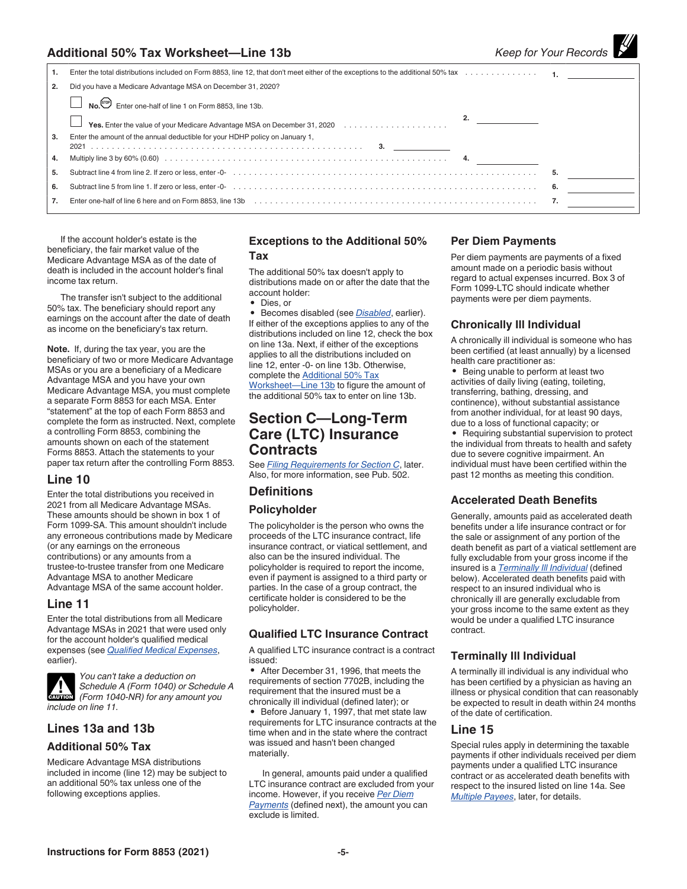## Additional 50% Tax Worksheet—Line 13b

*Keep for Your Records*

| | | | |
|---|---|---|---|
| 1. | Enter the total distributions included on Form 8853, line 12, that don't meet either of the exceptions to the additional 50% tax | | 1. |
| 2. | Did you have a Medicare Advantage MSA on December 31, 2020? | | |
| | ☐ **No.** STOP Enter one-half of line 1 on Form 8853, line 13b. | | |
| | ☐ **Yes.** Enter the value of your Medicare Advantage MSA on December 31, 2020 | 2. | |
| 3. | Enter the amount of the annual deductible for your HDHP policy on January 1, 2021 ........ 3. | | |
| 4. | Multiply line 3 by 60% (0.60) | 4. | |
| 5. | Subtract line 4 from line 2. If zero or less, enter -0- | | 5. |
| 6. | Subtract line 5 from line 1. If zero or less, enter -0- | | 6. |
| 7. | Enter one-half of line 6 here and on Form 8853, line 13b | | 7. |

If the account holder's estate is the beneficiary, the fair market value of the Medicare Advantage MSA as of the date of death is included in the account holder's final income tax return.

The transfer isn't subject to the additional 50% tax. The beneficiary should report any earnings on the account after the date of death as income on the beneficiary's tax return.

**Note.** If, during the tax year, you are the beneficiary of two or more Medicare Advantage MSAs or you are a beneficiary of a Medicare Advantage MSA and you have your own Medicare Advantage MSA, you must complete a separate Form 8853 for each MSA. Enter "statement" at the top of each Form 8853 and complete the form as instructed. Next, complete a controlling Form 8853, combining the amounts shown on each of the statement Forms 8853. Attach the statements to your paper tax return after the controlling Form 8853.

### Line 10

Enter the total distributions you received in 2021 from all Medicare Advantage MSAs. These amounts should be shown in box 1 of Form 1099-SA. This amount shouldn't include any erroneous contributions made by Medicare (or any earnings on the erroneous contributions) or any amounts from a trustee-to-trustee transfer from one Medicare Advantage MSA to another Medicare Advantage MSA of the same account holder.

### Line 11

Enter the total distributions from all Medicare Advantage MSAs in 2021 that were used only for the account holder's qualified medical expenses (see *Qualified Medical Expenses*, earlier).

**CAUTION** *You can't take a deduction on Schedule A (Form 1040) or Schedule A (Form 1040-NR) for any amount you include on line 11.*

### Lines 13a and 13b

#### Additional 50% Tax

Medicare Advantage MSA distributions included in income (line 12) may be subject to an additional 50% tax unless one of the following exceptions applies.

#### Exceptions to the Additional 50% Tax

The additional 50% tax doesn't apply to distributions made on or after the date that the account holder:

- Dies, or
- Becomes disabled (see *Disabled*, earlier).

If either of the exceptions applies to any of the distributions included on line 12, check the box on line 13a. Next, if either of the exceptions applies to all the distributions included on line 12, enter -0- on line 13b. Otherwise, complete the Additional 50% Tax Worksheet—Line 13b to figure the amount of the additional 50% tax to enter on line 13b.

## Section C—Long-Term Care (LTC) Insurance Contracts

See *Filing Requirements for Section C*, later. Also, for more information, see Pub. 502.

### Definitions

#### Policyholder

The policyholder is the person who owns the proceeds of the LTC insurance contract, life insurance contract, or viatical settlement, and also can be the insured individual. The policyholder is required to report the income, even if payment is assigned to a third party or parties. In the case of a group contract, the certificate holder is considered to be the policyholder.

#### Qualified LTC Insurance Contract

A qualified LTC insurance contract is a contract issued:

- After December 31, 1996, that meets the requirements of section 7702B, including the requirement that the insured must be a chronically ill individual (defined later); or
- Before January 1, 1997, that met state law requirements for LTC insurance contracts at the time when and in the state where the contract was issued and hasn't been changed materially.

In general, amounts paid under a qualified LTC insurance contract are excluded from your income. However, if you receive *Per Diem Payments* (defined next), the amount you can exclude is limited.

#### Per Diem Payments

Per diem payments are payments of a fixed amount made on a periodic basis without regard to actual expenses incurred. Box 3 of Form 1099-LTC should indicate whether payments were per diem payments.

#### Chronically Ill Individual

A chronically ill individual is someone who has been certified (at least annually) by a licensed health care practitioner as:

- Being unable to perform at least two activities of daily living (eating, toileting, transferring, bathing, dressing, and continence), without substantial assistance from another individual, for at least 90 days, due to a loss of functional capacity; or
- Requiring substantial supervision to protect the individual from threats to health and safety due to severe cognitive impairment. An individual must have been certified within the past 12 months as meeting this condition.

#### Accelerated Death Benefits

Generally, amounts paid as accelerated death benefits under a life insurance contract or for the sale or assignment of any portion of the death benefit as part of a viatical settlement are fully excludable from your gross income if the insured is a *Terminally Ill Individual* (defined below). Accelerated death benefits paid with respect to an insured individual who is chronically ill are generally excludable from your gross income to the same extent as they would be under a qualified LTC insurance contract.

#### Terminally Ill Individual

A terminally ill individual is any individual who has been certified by a physician as having an illness or physical condition that can reasonably be expected to result in death within 24 months of the date of certification.

### Line 15

Special rules apply in determining the taxable payments if other individuals received per diem payments under a qualified LTC insurance contract or as accelerated death benefits with respect to the insured listed on line 14a. See *Multiple Payees*, later, for details.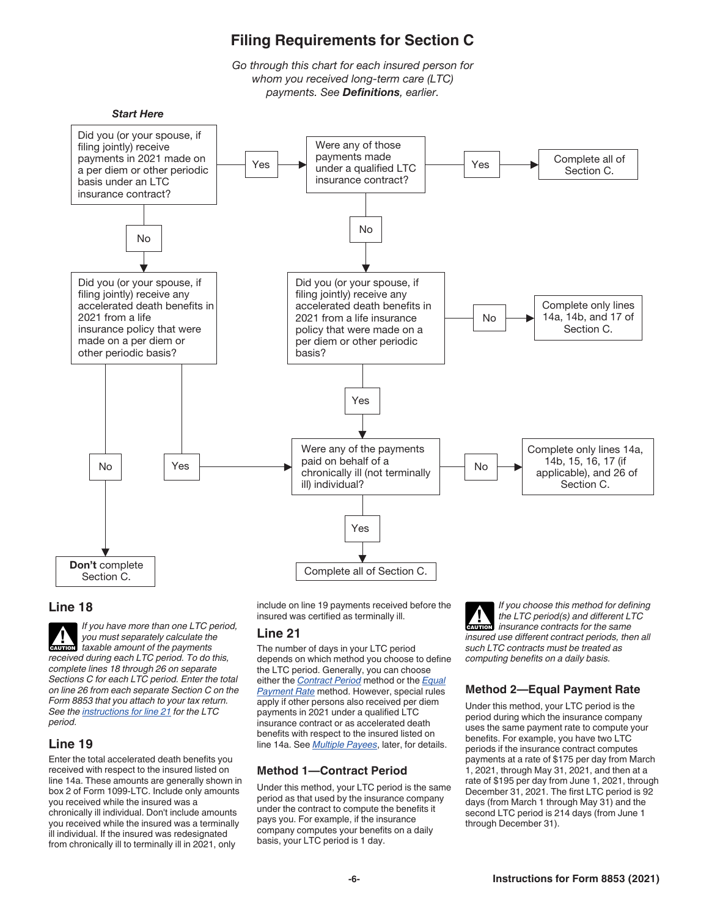## Filing Requirements for Section C

*Go through this chart for each insured person for whom you received long-term care (LTC) payments. See **Definitions**, earlier.*

***Start Here***

Did you (or your spouse, if filing jointly) receive payments in 2021 made on a per diem or other periodic basis under an LTC insurance contract?

- **Yes** → Were any of those payments made under a qualified LTC insurance contract?
  - **Yes** → Complete all of Section C.
  - **No** → Did you (or your spouse, if filing jointly) receive any accelerated death benefits in 2021 from a life insurance policy that were made on a per diem or other periodic basis?
    - **No** → Complete only lines 14a, 14b, and 17 of Section C.
    - **Yes** → Were any of the payments paid on behalf of a chronically ill (not terminally ill) individual?
      - **No** → Complete only lines 14a, 14b, 15, 16, 17 (if applicable), and 26 of Section C.
      - **Yes** → Complete all of Section C.
- **No** → Did you (or your spouse, if filing jointly) receive any accelerated death benefits in 2021 from a life insurance policy that were made on a per diem or other periodic basis?
  - **No** → **Don't** complete Section C.
  - **Yes** → Were any of the payments paid on behalf of a chronically ill (not terminally ill) individual?
    - **No** → Complete only lines 14a, 14b, 15, 16, 17 (if applicable), and 26 of Section C.
    - **Yes** → Complete all of Section C.

### Line 18

**CAUTION** *If you have more than one LTC period, you must separately calculate the taxable amount of the payments received during each LTC period. To do this, complete lines 18 through 26 on separate Sections C for each LTC period. Enter the total on line 26 from each separate Section C on the Form 8853 that you attach to your tax return. See the instructions for line 21 for the LTC period.*

### Line 19

Enter the total accelerated death benefits you received with respect to the insured listed on line 14a. These amounts are generally shown in box 2 of Form 1099-LTC. Include only amounts you received while the insured was a chronically ill individual. Don't include amounts you received while the insured was a terminally ill individual. If the insured was redesignated from chronically ill to terminally ill in 2021, only include on line 19 payments received before the insured was certified as terminally ill.

### Line 21

The number of days in your LTC period depends on which method you choose to define the LTC period. Generally, you can choose either the Contract Period method or the Equal Payment Rate method. However, special rules apply if other persons also received per diem payments in 2021 under a qualified LTC insurance contract or as accelerated death benefits with respect to the insured listed on line 14a. See Multiple Payees, later, for details.

#### Method 1—Contract Period

Under this method, your LTC period is the same period as that used by the insurance company under the contract to compute the benefits it pays you. For example, if the insurance company computes your benefits on a daily basis, your LTC period is 1 day.

**CAUTION** *If you choose this method for defining the LTC period(s) and different LTC insurance contracts for the same insured use different contract periods, then all such LTC contracts must be treated as computing benefits on a daily basis.*

#### Method 2—Equal Payment Rate

Under this method, your LTC period is the period during which the insurance company uses the same payment rate to compute your benefits. For example, you have two LTC periods if the insurance contract computes payments at a rate of $175 per day from March 1, 2021, through May 31, 2021, and then at a rate of $195 per day from June 1, 2021, through December 31, 2021. The first LTC period is 92 days (from March 1 through May 31) and the second LTC period is 214 days (from June 1 through December 31).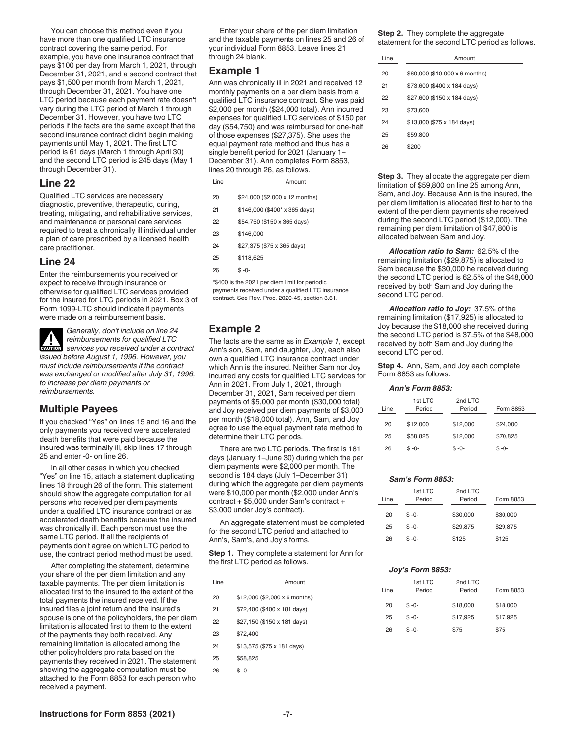You can choose this method even if you have more than one qualified LTC insurance contract covering the same period. For example, you have one insurance contract that pays $100 per day from March 1, 2021, through December 31, 2021, and a second contract that pays $1,500 per month from March 1, 2021, through December 31, 2021. You have one LTC period because each payment rate doesn't vary during the LTC period of March 1 through December 31. However, you have two LTC periods if the facts are the same except that the second insurance contract didn't begin making payments until May 1, 2021. The first LTC period is 61 days (March 1 through April 30) and the second LTC period is 245 days (May 1 through December 31).

## Line 22

Qualified LTC services are necessary diagnostic, preventive, therapeutic, curing, treating, mitigating, and rehabilitative services, and maintenance or personal care services required to treat a chronically ill individual under a plan of care prescribed by a licensed health care practitioner.

## Line 24

Enter the reimbursements you received or expect to receive through insurance or otherwise for qualified LTC services provided for the insured for LTC periods in 2021. Box 3 of Form 1099-LTC should indicate if payments were made on a reimbursement basis.

**CAUTION** *Generally, don't include on line 24 reimbursements for qualified LTC services you received under a contract issued before August 1, 1996. However, you must include reimbursements if the contract was exchanged or modified after July 31, 1996, to increase per diem payments or reimbursements.*

## Multiple Payees

If you checked "Yes" on lines 15 and 16 and the only payments you received were accelerated death benefits that were paid because the insured was terminally ill, skip lines 17 through 25 and enter -0- on line 26.

In all other cases in which you checked "Yes" on line 15, attach a statement duplicating lines 18 through 26 of the form. This statement should show the aggregate computation for all persons who received per diem payments under a qualified LTC insurance contract or as accelerated death benefits because the insured was chronically ill. Each person must use the same LTC period. If all the recipients of payments don't agree on which LTC period to use, the contract period method must be used.

After completing the statement, determine your share of the per diem limitation and any taxable payments. The per diem limitation is allocated first to the insured to the extent of the total payments the insured received. If the insured files a joint return and the insured's spouse is one of the policyholders, the per diem limitation is allocated first to them to the extent of the payments they both received. Any remaining limitation is allocated among the other policyholders pro rata based on the payments they received in 2021. The statement showing the aggregate computation must be attached to the Form 8853 for each person who received a payment.

Enter your share of the per diem limitation and the taxable payments on lines 25 and 26 of your individual Form 8853. Leave lines 21 through 24 blank.

## Example 1

Ann was chronically ill in 2021 and received 12 monthly payments on a per diem basis from a qualified LTC insurance contract. She was paid $2,000 per month ($24,000 total). Ann incurred expenses for qualified LTC services of $150 per day ($54,750) and was reimbursed for one-half of those expenses ($27,375). She uses the equal payment rate method and thus has a single benefit period for 2021 (January 1–December 31). Ann completes Form 8853, lines 20 through 26, as follows.

| Line | Amount |
|---|---|
| 20 | $24,000 ($2,000 x 12 months) |
| 21 | $146,000 ($400* x 365 days) |
| 22 | $54,750 ($150 x 365 days) |
| 23 | $146,000 |
| 24 | $27,375 ($75 x 365 days) |
| 25 | $118,625 |
| 26 | $ -0- |

*$400 is the 2021 per diem limit for periodic payments received under a qualified LTC insurance contract. See Rev. Proc. 2020-45, section 3.61.

## Example 2

The facts are the same as in *Example 1*, except Ann's son, Sam, and daughter, Joy, each also own a qualified LTC insurance contract under which Ann is the insured. Neither Sam nor Joy incurred any costs for qualified LTC services for Ann in 2021. From July 1, 2021, through December 31, 2021, Sam received per diem payments of $5,000 per month ($30,000 total) and Joy received per diem payments of $3,000 per month ($18,000 total). Ann, Sam, and Joy agree to use the equal payment rate method to determine their LTC periods.

There are two LTC periods. The first is 181 days (January 1–June 30) during which the per diem payments were $2,000 per month. The second is 184 days (July 1–December 31) during which the aggregate per diem payments were $10,000 per month ($2,000 under Ann's contract + $5,000 under Sam's contract + $3,000 under Joy's contract).

An aggregate statement must be completed for the second LTC period and attached to Ann's, Sam's, and Joy's forms.

**Step 1.** They complete a statement for Ann for the first LTC period as follows.

| Line | Amount |
|---|---|
| 20 | $12,000 ($2,000 x 6 months) |
| 21 | $72,400 ($400 x 181 days) |
| 22 | $27,150 ($150 x 181 days) |
| 23 | $72,400 |
| 24 | $13,575 ($75 x 181 days) |
| 25 | $58,825 |
| 26 | $ -0- |

**Step 2.** They complete the aggregate statement for the second LTC period as follows.

| Line | Amount |
|---|---|
| 20 | $60,000 ($10,000 x 6 months) |
| 21 | $73,600 ($400 x 184 days) |
| 22 | $27,600 ($150 x 184 days) |
| 23 | $73,600 |
| 24 | $13,800 ($75 x 184 days) |
| 25 | $59,800 |
| 26 | $200 |

**Step 3.** They allocate the aggregate per diem limitation of $59,800 on line 25 among Ann, Sam, and Joy. Because Ann is the insured, the per diem limitation is allocated first to her to the extent of the per diem payments she received during the second LTC period ($12,000). The remaining per diem limitation of $47,800 is allocated between Sam and Joy.

***Allocation ratio to Sam:*** 62.5% of the remaining limitation ($29,875) is allocated to Sam because the $30,000 he received during the second LTC period is 62.5% of the $48,000 received by both Sam and Joy during the second LTC period.

***Allocation ratio to Joy:*** 37.5% of the remaining limitation ($17,925) is allocated to Joy because the $18,000 she received during the second LTC period is 37.5% of the $48,000 received by both Sam and Joy during the second LTC period.

**Step 4.** Ann, Sam, and Joy each complete Form 8853 as follows.

***Ann's Form 8853:***

| Line | 1st LTC Period | 2nd LTC Period | Form 8853 |
|---|---|---|---|
| 20 | $12,000 | $12,000 | $24,000 |
| 25 | $58,825 | $12,000 | $70,825 |
| 26 | $ -0- | $ -0- | $ -0- |

***Sam's Form 8853:***

| Line | 1st LTC Period | 2nd LTC Period | Form 8853 |
|---|---|---|---|
| 20 | $ -0- | $30,000 | $30,000 |
| 25 | $ -0- | $29,875 | $29,875 |
| 26 | $ -0- | $125 | $125 |

***Joy's Form 8853:***

| Line | 1st LTC Period | 2nd LTC Period | Form 8853 |
|---|---|---|---|
| 20 | $ -0- | $18,000 | $18,000 |
| 25 | $ -0- | $17,925 | $17,925 |
| 26 | $ -0- | $75 | $75 |